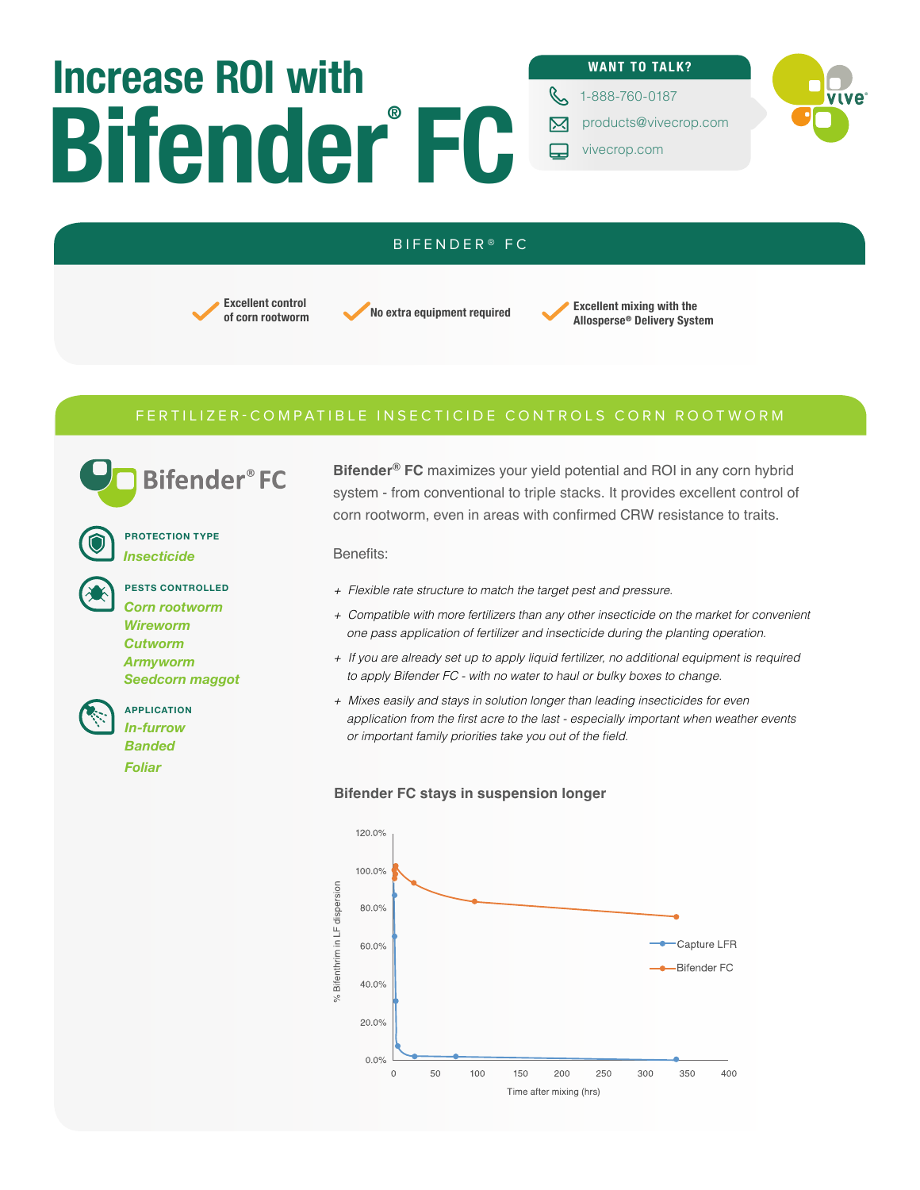# Increase ROI with Bifender® FC

**WANT TO TALK?**

1-888-760-0187

products@vivecrop.com

vivecrop.com

## BIFENDER® FC

- Excellent control of corn rootworm
- No extra equipment required
- Excellent mixing with the Allosperse® Delivery System

## FERTILIZER-COMPATIBLE INSECTICIDE CONTROLS CORN ROOTWORM

**Bifender® FC**

**PROTECTION TYPE**

*Insecticide*

**PESTS CONTROLLED**

*Corn rootworm*
*Wireworm*
*Cutworm*
*Armyworm*
*Seedcorn maggot*

**APPLICATION**

*In-furrow*
*Banded*
*Foliar*

**Bifender® FC** maximizes your yield potential and ROI in any corn hybrid system - from conventional to triple stacks. It provides excellent control of corn rootworm, even in areas with confirmed CRW resistance to traits.

Benefits:

+ *Flexible rate structure to match the target pest and pressure.*
+ *Compatible with more fertilizers than any other insecticide on the market for convenient one pass application of fertilizer and insecticide during the planting operation.*
+ *If you are already set up to apply liquid fertilizer, no additional equipment is required to apply Bifender FC - with no water to haul or bulky boxes to change.*
+ *Mixes easily and stays in solution longer than leading insecticides for even application from the first acre to the last - especially important when weather events or important family priorities take you out of the field.*

**Bifender FC stays in suspension longer**

[Chart: % Bifenthrim in LF dispersion vs. Time after mixing (hrs), 0–400 hrs; series: Capture LFR, Bifender FC]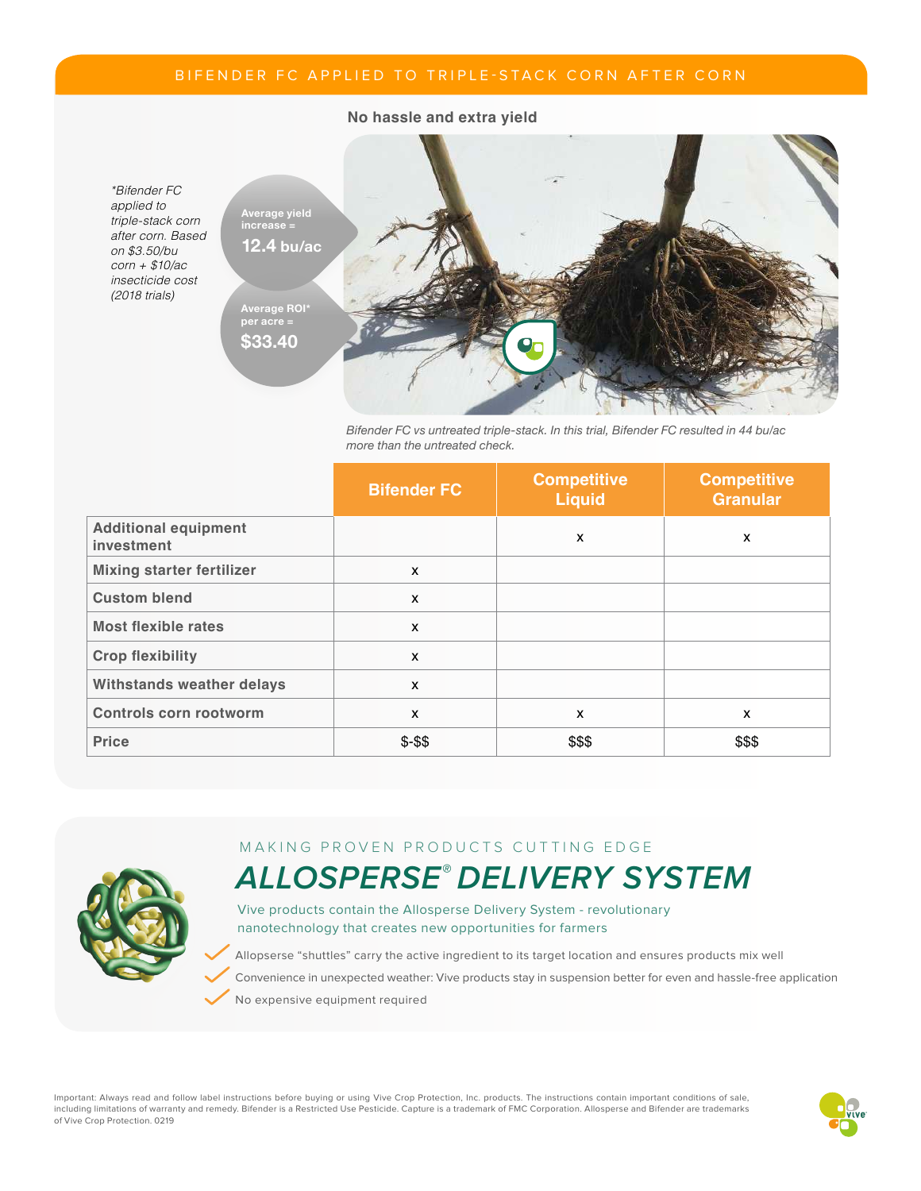## BIFENDER FC APPLIED TO TRIPLE-STACK CORN AFTER CORN

### No hassle and extra yield

*\*Bifender FC applied to triple-stack corn after corn. Based on $3.50/bu corn + $10/ac insecticide cost (2018 trials)*

Average yield increase = **12.4 bu/ac**

Average ROI* per acre = **$33.40**

*Bifender FC vs untreated triple-stack. In this trial, Bifender FC resulted in 44 bu/ac more than the untreated check.*

| | Bifender FC | Competitive Liquid | Competitive Granular |
|---|---|---|---|
| **Additional equipment investment** | | x | x |
| **Mixing starter fertilizer** | x | | |
| **Custom blend** | x | | |
| **Most flexible rates** | x | | |
| **Crop flexibility** | x | | |
| **Withstands weather delays** | x | | |
| **Controls corn rootworm** | x | x | x |
| **Price** | $-$$ | $$$ | $$$ |

MAKING PROVEN PRODUCTS CUTTING EDGE

## *ALLOSPERSE® DELIVERY SYSTEM*

Vive products contain the Allosperse Delivery System - revolutionary nanotechnology that creates new opportunities for farmers

- Allopserse "shuttles" carry the active ingredient to its target location and ensures products mix well
- Convenience in unexpected weather: Vive products stay in suspension better for even and hassle-free application
- No expensive equipment required

Important: Always read and follow label instructions before buying or using Vive Crop Protection, Inc. products. The instructions contain important conditions of sale, including limitations of warranty and remedy. Bifender is a Restricted Use Pesticide. Capture is a trademark of FMC Corporation. Allosperse and Bifender are trademarks of Vive Crop Protection. 0219